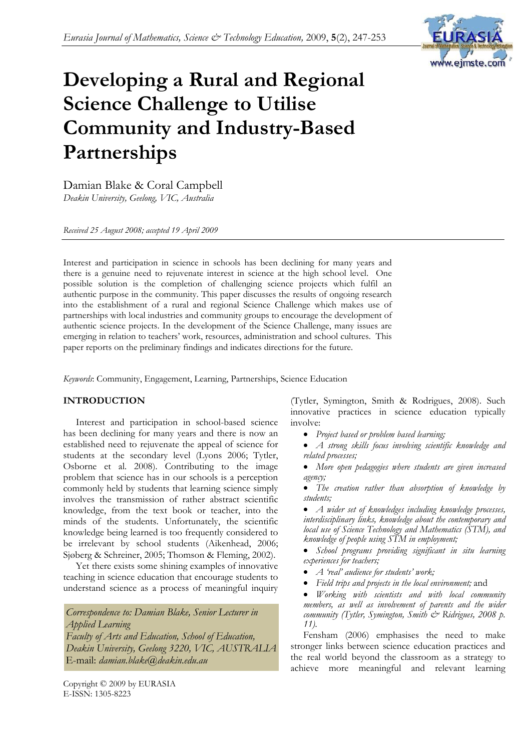# Developing a Rural and Regional Science Challenge to Utilise Community and Industry-Based Partnerships

Damian Blake & Coral Campbell
*Deakin University, Geelong, VIC, Australia*

*Received 25 August 2008; accepted 19 April 2009*

Interest and participation in science in schools has been declining for many years and there is a genuine need to rejuvenate interest in science at the high school level. One possible solution is the completion of challenging science projects which fulfil an authentic purpose in the community. This paper discusses the results of ongoing research into the establishment of a rural and regional Science Challenge which makes use of partnerships with local industries and community groups to encourage the development of authentic science projects. In the development of the Science Challenge, many issues are emerging in relation to teachers' work, resources, administration and school cultures. This paper reports on the preliminary findings and indicates directions for the future.

*Keywords*: Community, Engagement, Learning, Partnerships, Science Education

## INTRODUCTION

Interest and participation in school-based science has been declining for many years and there is now an established need to rejuvenate the appeal of science for students at the secondary level (Lyons 2006; Tytler, Osborne et al. 2008). Contributing to the image problem that science has in our schools is a perception commonly held by students that learning science simply involves the transmission of rather abstract scientific knowledge, from the text book or teacher, into the minds of the students. Unfortunately, the scientific knowledge being learned is too frequently considered to be irrelevant by school students (Aikenhead, 2006; Sjøberg & Schreiner, 2005; Thomson & Fleming, 2002).

Yet there exists some shining examples of innovative teaching in science education that encourage students to understand science as a process of meaningful inquiry (Tytler, Symington, Smith & Rodrigues, 2008). Such innovative practices in science education typically involve:

- *Project based or problem based learning;*
- *A strong skills focus involving scientific knowledge and related processes;*
- *More open pedagogies where students are given increased agency;*
- *The creation rather than absorption of knowledge by students;*
- *A wider set of knowledges including knowledge processes, interdisciplinary links, knowledge about the contemporary and local use of Science Technology and Mathematics (STM), and knowledge of people using STM in employment;*
- *School programs providing significant in situ learning experiences for teachers;*
- *A 'real' audience for students' work;*
- *Field trips and projects in the local environment;* and
- *Working with scientists and with local community members, as well as involvement of parents and the wider community (Tytler, Symington, Smith & Ridrigues, 2008 p. 11).*

Fensham (2006) emphasises the need to make stronger links between science education practices and the real world beyond the classroom as a strategy to achieve more meaningful and relevant learning

*Correspondence to: Damian Blake, Senior Lecturer in Applied Learning*
*Faculty of Arts and Education, School of Education, Deakin University, Geelong 3220, VIC, AUSTRALIA*
E-mail: *damian.blake@deakin.edu.au*

Copyright © 2009 by EURASIA
E-ISSN: 1305-8223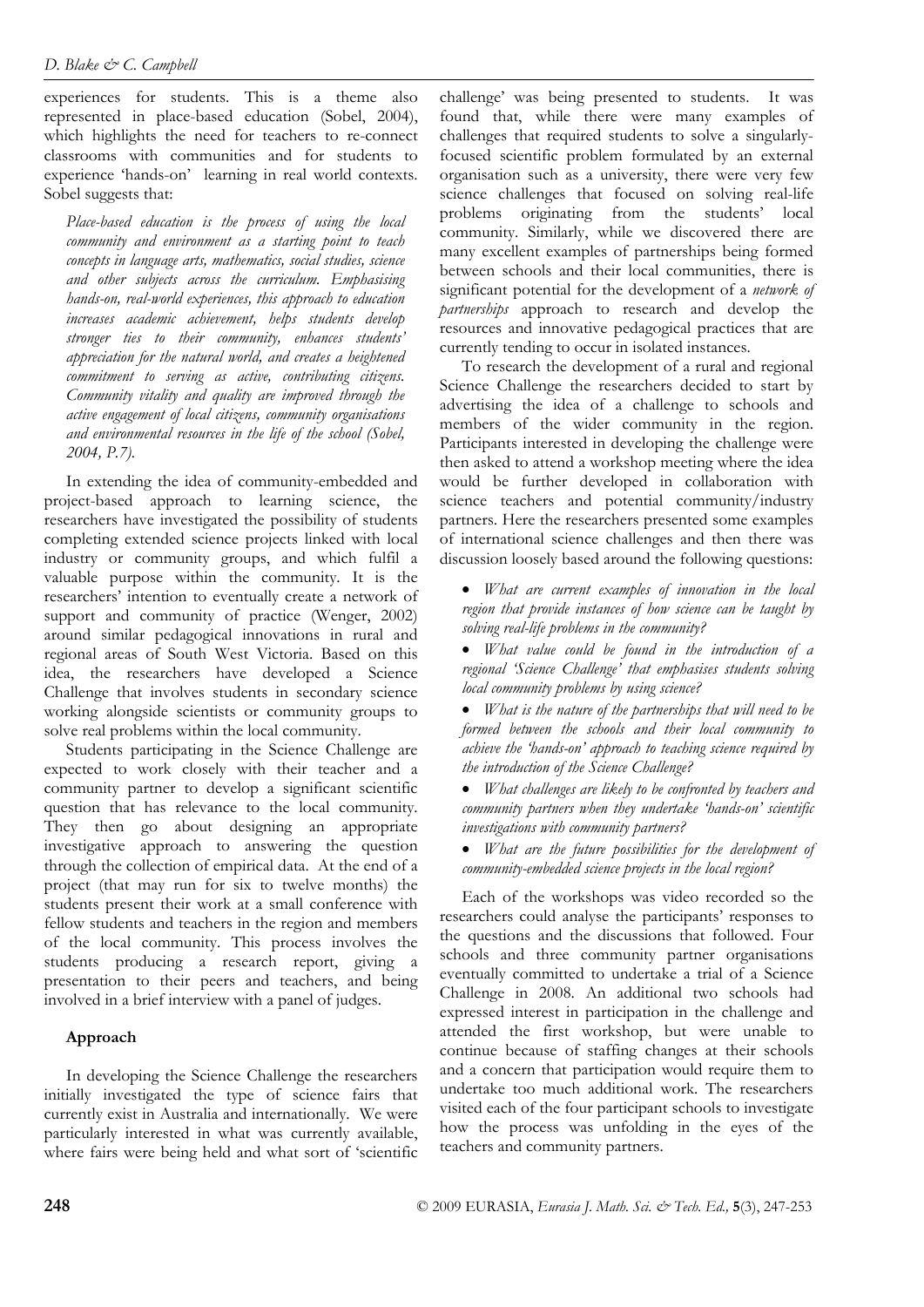experiences for students. This is a theme also represented in place-based education (Sobel, 2004), which highlights the need for teachers to re-connect classrooms with communities and for students to experience 'hands-on' learning in real world contexts. Sobel suggests that:

> *Place-based education is the process of using the local community and environment as a starting point to teach concepts in language arts, mathematics, social studies, science and other subjects across the curriculum. Emphasising hands-on, real-world experiences, this approach to education increases academic achievement, helps students develop stronger ties to their community, enhances students' appreciation for the natural world, and creates a heightened commitment to serving as active, contributing citizens. Community vitality and quality are improved through the active engagement of local citizens, community organisations and environmental resources in the life of the school (Sobel, 2004, P.7).*

In extending the idea of community-embedded and project-based approach to learning science, the researchers have investigated the possibility of students completing extended science projects linked with local industry or community groups, and which fulfil a valuable purpose within the community. It is the researchers' intention to eventually create a network of support and community of practice (Wenger, 2002) around similar pedagogical innovations in rural and regional areas of South West Victoria. Based on this idea, the researchers have developed a Science Challenge that involves students in secondary science working alongside scientists or community groups to solve real problems within the local community.

Students participating in the Science Challenge are expected to work closely with their teacher and a community partner to develop a significant scientific question that has relevance to the local community. They then go about designing an appropriate investigative approach to answering the question through the collection of empirical data. At the end of a project (that may run for six to twelve months) the students present their work at a small conference with fellow students and teachers in the region and members of the local community. This process involves the students producing a research report, giving a presentation to their peers and teachers, and being involved in a brief interview with a panel of judges.

## Approach

In developing the Science Challenge the researchers initially investigated the type of science fairs that currently exist in Australia and internationally. We were particularly interested in what was currently available, where fairs were being held and what sort of 'scientific challenge' was being presented to students. It was found that, while there were many examples of challenges that required students to solve a singularly-focused scientific problem formulated by an external organisation such as a university, there were very few science challenges that focused on solving real-life problems originating from the students' local community. Similarly, while we discovered there are many excellent examples of partnerships being formed between schools and their local communities, there is significant potential for the development of a *network of partnerships* approach to research and develop the resources and innovative pedagogical practices that are currently tending to occur in isolated instances.

To research the development of a rural and regional Science Challenge the researchers decided to start by advertising the idea of a challenge to schools and members of the wider community in the region. Participants interested in developing the challenge were then asked to attend a workshop meeting where the idea would be further developed in collaboration with science teachers and potential community/industry partners. Here the researchers presented some examples of international science challenges and then there was discussion loosely based around the following questions:

- *What are current examples of innovation in the local region that provide instances of how science can be taught by solving real-life problems in the community?*
- *What value could be found in the introduction of a regional 'Science Challenge' that emphasises students solving local community problems by using science?*
- *What is the nature of the partnerships that will need to be formed between the schools and their local community to achieve the 'hands-on' approach to teaching science required by the introduction of the Science Challenge?*
- *What challenges are likely to be confronted by teachers and community partners when they undertake 'hands-on' scientific investigations with community partners?*
- *What are the future possibilities for the development of community-embedded science projects in the local region?*

Each of the workshops was video recorded so the researchers could analyse the participants' responses to the questions and the discussions that followed. Four schools and three community partner organisations eventually committed to undertake a trial of a Science Challenge in 2008. An additional two schools had expressed interest in participation in the challenge and attended the first workshop, but were unable to continue because of staffing changes at their schools and a concern that participation would require them to undertake too much additional work. The researchers visited each of the four participant schools to investigate how the process was unfolding in the eyes of the teachers and community partners.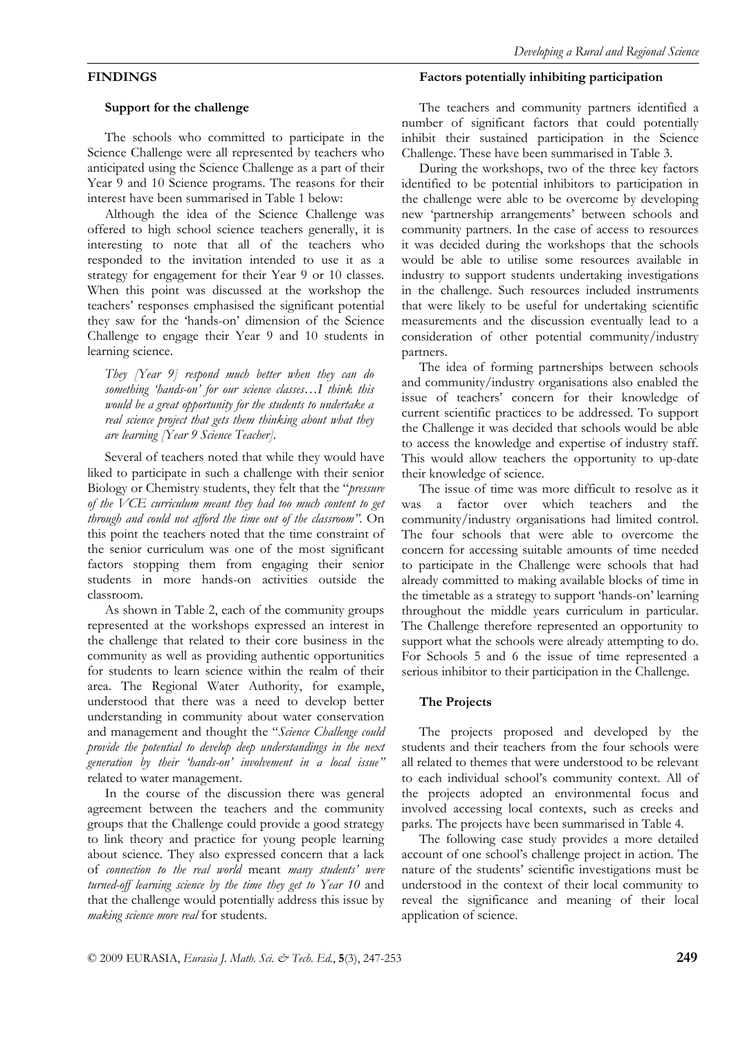## FINDINGS

### Support for the challenge

The schools who committed to participate in the Science Challenge were all represented by teachers who anticipated using the Science Challenge as a part of their Year 9 and 10 Science programs. The reasons for their interest have been summarised in Table 1 below:

Although the idea of the Science Challenge was offered to high school science teachers generally, it is interesting to note that all of the teachers who responded to the invitation intended to use it as a strategy for engagement for their Year 9 or 10 classes. When this point was discussed at the workshop the teachers' responses emphasised the significant potential they saw for the 'hands-on' dimension of the Science Challenge to engage their Year 9 and 10 students in learning science.

> *They [Year 9] respond much better when they can do something 'hands-on' for our science classes…I think this would be a great opportunity for the students to undertake a real science project that gets them thinking about what they are learning [Year 9 Science Teacher].*

Several of teachers noted that while they would have liked to participate in such a challenge with their senior Biology or Chemistry students, they felt that the "*pressure of the VCE curriculum meant they had too much content to get through and could not afford the time out of the classroom"*. On this point the teachers noted that the time constraint of the senior curriculum was one of the most significant factors stopping them from engaging their senior students in more hands-on activities outside the classroom.

As shown in Table 2, each of the community groups represented at the workshops expressed an interest in the challenge that related to their core business in the community as well as providing authentic opportunities for students to learn science within the realm of their area. The Regional Water Authority, for example, understood that there was a need to develop better understanding in community about water conservation and management and thought the "*Science Challenge could provide the potential to develop deep understandings in the next generation by their 'hands-on' involvement in a local issue"* related to water management.

In the course of the discussion there was general agreement between the teachers and the community groups that the Challenge could provide a good strategy to link theory and practice for young people learning about science. They also expressed concern that a lack of *connection to the real world* meant *many students' were turned-off learning science by the time they get to Year 10* and that the challenge would potentially address this issue by *making science more real* for students.

### Factors potentially inhibiting participation

The teachers and community partners identified a number of significant factors that could potentially inhibit their sustained participation in the Science Challenge. These have been summarised in Table 3.

During the workshops, two of the three key factors identified to be potential inhibitors to participation in the challenge were able to be overcome by developing new 'partnership arrangements' between schools and community partners. In the case of access to resources it was decided during the workshops that the schools would be able to utilise some resources available in industry to support students undertaking investigations in the challenge. Such resources included instruments that were likely to be useful for undertaking scientific measurements and the discussion eventually lead to a consideration of other potential community/industry partners.

The idea of forming partnerships between schools and community/industry organisations also enabled the issue of teachers' concern for their knowledge of current scientific practices to be addressed. To support the Challenge it was decided that schools would be able to access the knowledge and expertise of industry staff. This would allow teachers the opportunity to up-date their knowledge of science.

The issue of time was more difficult to resolve as it was a factor over which teachers and the community/industry organisations had limited control. The four schools that were able to overcome the concern for accessing suitable amounts of time needed to participate in the Challenge were schools that had already committed to making available blocks of time in the timetable as a strategy to support 'hands-on' learning throughout the middle years curriculum in particular. The Challenge therefore represented an opportunity to support what the schools were already attempting to do. For Schools 5 and 6 the issue of time represented a serious inhibitor to their participation in the Challenge.

### The Projects

The projects proposed and developed by the students and their teachers from the four schools were all related to themes that were understood to be relevant to each individual school's community context. All of the projects adopted an environmental focus and involved accessing local contexts, such as creeks and parks. The projects have been summarised in Table 4.

The following case study provides a more detailed account of one school's challenge project in action. The nature of the students' scientific investigations must be understood in the context of their local community to reveal the significance and meaning of their local application of science.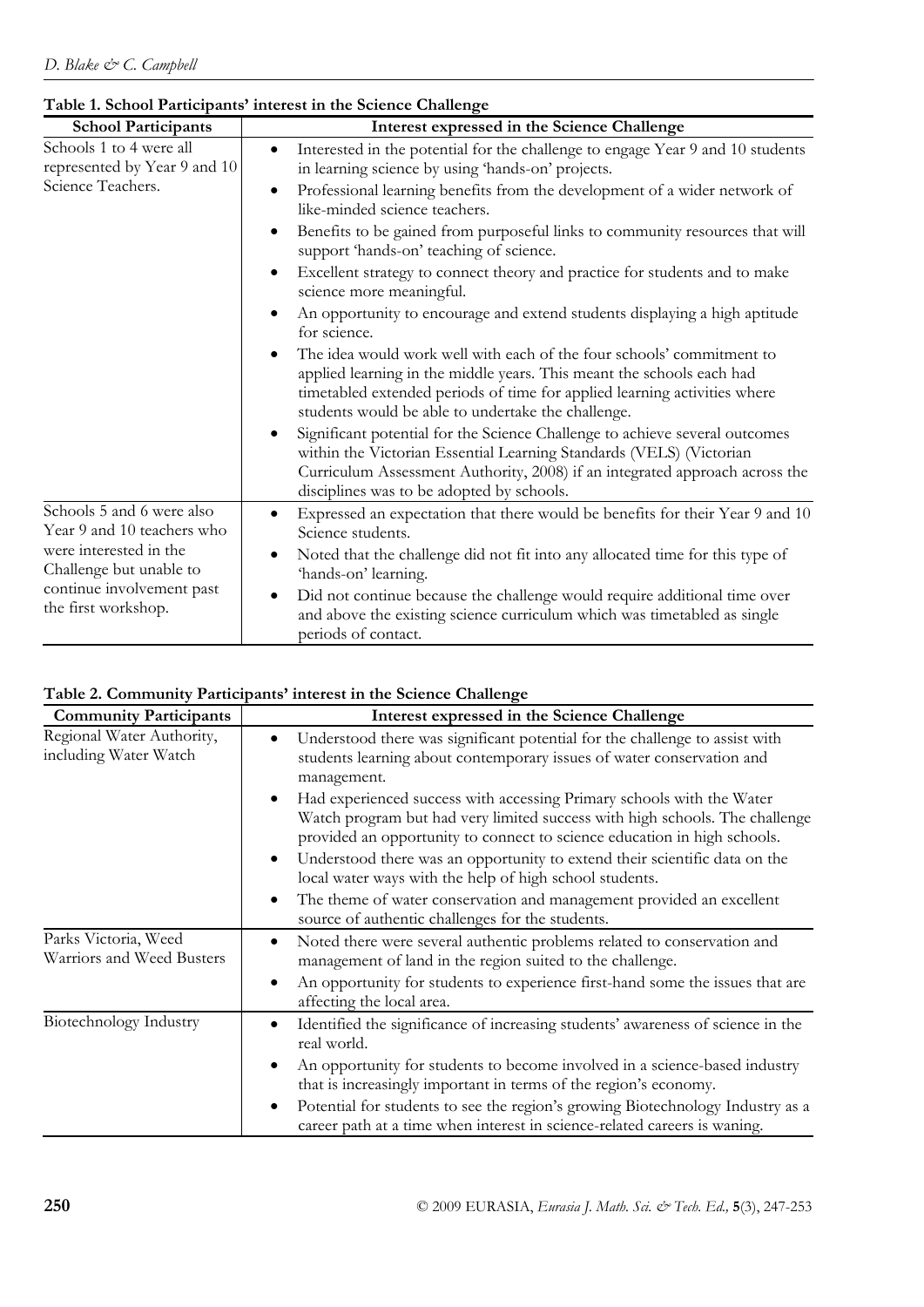**Table 1. School Participants' interest in the Science Challenge**

| School Participants | Interest expressed in the Science Challenge |
|---|---|
| Schools 1 to 4 were all represented by Year 9 and 10 Science Teachers. | • Interested in the potential for the challenge to engage Year 9 and 10 students in learning science by using 'hands-on' projects.<br>• Professional learning benefits from the development of a wider network of like-minded science teachers.<br>• Benefits to be gained from purposeful links to community resources that will support 'hands-on' teaching of science.<br>• Excellent strategy to connect theory and practice for students and to make science more meaningful.<br>• An opportunity to encourage and extend students displaying a high aptitude for science.<br>• The idea would work well with each of the four schools' commitment to applied learning in the middle years. This meant the schools each had timetabled extended periods of time for applied learning activities where students would be able to undertake the challenge.<br>• Significant potential for the Science Challenge to achieve several outcomes within the Victorian Essential Learning Standards (VELS) (Victorian Curriculum Assessment Authority, 2008) if an integrated approach across the disciplines was to be adopted by schools. |
| Schools 5 and 6 were also Year 9 and 10 teachers who were interested in the Challenge but unable to continue involvement past the first workshop. | • Expressed an expectation that there would be benefits for their Year 9 and 10 Science students.<br>• Noted that the challenge did not fit into any allocated time for this type of 'hands-on' learning.<br>• Did not continue because the challenge would require additional time over and above the existing science curriculum which was timetabled as single periods of contact. |

**Table 2. Community Participants' interest in the Science Challenge**

| Community Participants | Interest expressed in the Science Challenge |
|---|---|
| Regional Water Authority, including Water Watch | • Understood there was significant potential for the challenge to assist with students learning about contemporary issues of water conservation and management.<br>• Had experienced success with accessing Primary schools with the Water Watch program but had very limited success with high schools. The challenge provided an opportunity to connect to science education in high schools.<br>• Understood there was an opportunity to extend their scientific data on the local water ways with the help of high school students.<br>• The theme of water conservation and management provided an excellent source of authentic challenges for the students. |
| Parks Victoria, Weed Warriors and Weed Busters | • Noted there were several authentic problems related to conservation and management of land in the region suited to the challenge.<br>• An opportunity for students to experience first-hand some the issues that are affecting the local area. |
| Biotechnology Industry | • Identified the significance of increasing students' awareness of science in the real world.<br>• An opportunity for students to become involved in a science-based industry that is increasingly important in terms of the region's economy.<br>• Potential for students to see the region's growing Biotechnology Industry as a career path at a time when interest in science-related careers is waning. |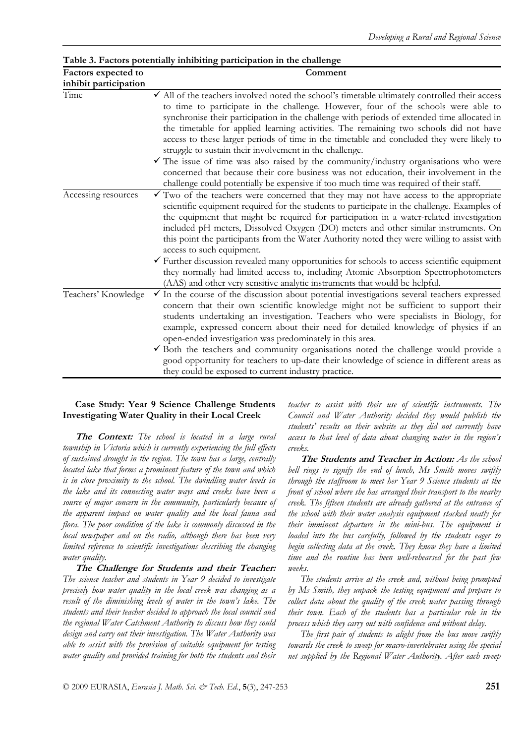**Table 3. Factors potentially inhibiting participation in the challenge**

| Factors expected to inhibit participation | Comment |
|---|---|
| Time | ✓ All of the teachers involved noted the school's timetable ultimately controlled their access to time to participate in the challenge. However, four of the schools were able to synchronise their participation in the challenge with periods of extended time allocated in the timetable for applied learning activities. The remaining two schools did not have access to these larger periods of time in the timetable and concluded they were likely to struggle to sustain their involvement in the challenge. ✓ The issue of time was also raised by the community/industry organisations who were concerned that because their core business was not education, their involvement in the challenge could potentially be expensive if too much time was required of their staff. |
| Accessing resources | ✓ Two of the teachers were concerned that they may not have access to the appropriate scientific equipment required for the students to participate in the challenge. Examples of the equipment that might be required for participation in a water-related investigation included pH meters, Dissolved Oxygen (DO) meters and other similar instruments. On this point the participants from the Water Authority noted they were willing to assist with access to such equipment. ✓ Further discussion revealed many opportunities for schools to access scientific equipment they normally had limited access to, including Atomic Absorption Spectrophotometers (AAS) and other very sensitive analytic instruments that would be helpful. |
| Teachers' Knowledge | ✓ In the course of the discussion about potential investigations several teachers expressed concern that their own scientific knowledge might not be sufficient to support their students undertaking an investigation. Teachers who were specialists in Biology, for example, expressed concern about their need for detailed knowledge of physics if an open-ended investigation was predominately in this area. ✓ Both the teachers and community organisations noted the challenge would provide a good opportunity for teachers to up-date their knowledge of science in different areas as they could be exposed to current industry practice. |

**Case Study: Year 9 Science Challenge Students Investigating Water Quality in their Local Creek**

***The Context:*** *The school is located in a large rural township in Victoria which is currently experiencing the full effects of sustained drought in the region. The town has a large, centrally located lake that forms a prominent feature of the town and which is in close proximity to the school. The dwindling water levels in the lake and its connecting water ways and creeks have been a source of major concern in the community, particularly because of the apparent impact on water quality and the local fauna and flora. The poor condition of the lake is commonly discussed in the local newspaper and on the radio, although there has been very limited reference to scientific investigations describing the changing water quality.*

***The Challenge for Students and their Teacher:*** *The science teacher and students in Year 9 decided to investigate precisely how water quality in the local creek was changing as a result of the diminishing levels of water in the town's lake. The students and their teacher decided to approach the local council and the regional Water Catchment Authority to discuss how they could design and carry out their investigation. The Water Authority was able to assist with the provision of suitable equipment for testing water quality and provided training for both the students and their teacher to assist with their use of scientific instruments. The Council and Water Authority decided they would publish the students' results on their website as they did not currently have access to that level of data about changing water in the region's creeks.*

***The Students and Teacher in Action:*** *As the school bell rings to signify the end of lunch, Ms Smith moves swiftly through the staffroom to meet her Year 9 Science students at the front of school where she has arranged their transport to the nearby creek. The fifteen students are already gathered at the entrance of the school with their water analysis equipment stacked neatly for their imminent departure in the mini-bus. The equipment is loaded into the bus carefully, followed by the students eager to begin collecting data at the creek. They know they have a limited time and the routine has been well-rehearsed for the past few weeks.*

*The students arrive at the creek and, without being prompted by Ms Smith, they unpack the testing equipment and prepare to collect data about the quality of the creek water passing through their town. Each of the students has a particular role in the process which they carry out with confidence and without delay.*

*The first pair of students to alight from the bus move swiftly towards the creek to sweep for macro-invertebrates using the special net supplied by the Regional Water Authority. After each sweep*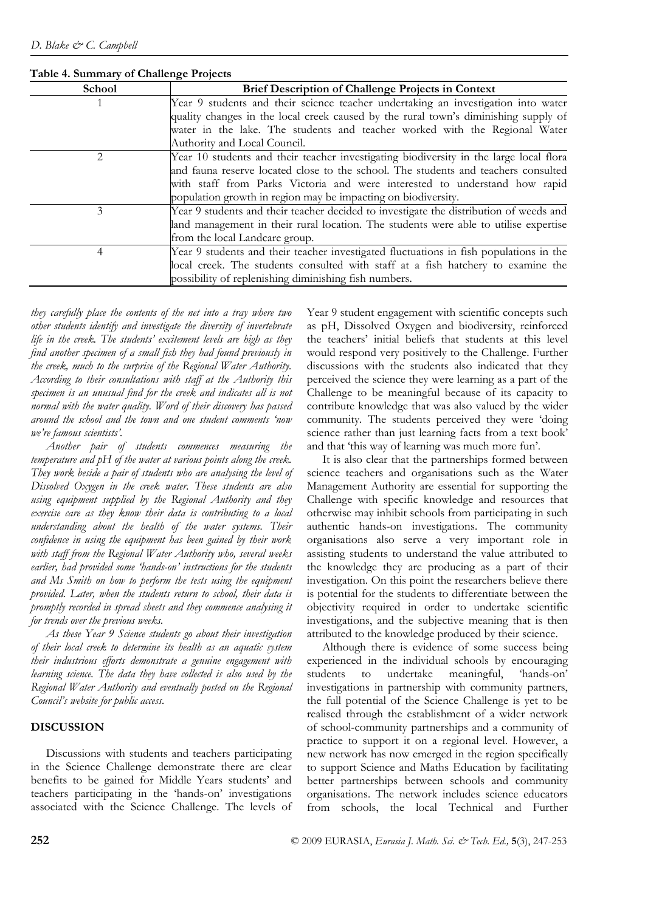**Table 4. Summary of Challenge Projects**

| School | Brief Description of Challenge Projects in Context |
|---|---|
| 1 | Year 9 students and their science teacher undertaking an investigation into water quality changes in the local creek caused by the rural town's diminishing supply of water in the lake. The students and teacher worked with the Regional Water Authority and Local Council. |
| 2 | Year 10 students and their teacher investigating biodiversity in the large local flora and fauna reserve located close to the school. The students and teachers consulted with staff from Parks Victoria and were interested to understand how rapid population growth in region may be impacting on biodiversity. |
| 3 | Year 9 students and their teacher decided to investigate the distribution of weeds and land management in their rural location. The students were able to utilise expertise from the local Landcare group. |
| 4 | Year 9 students and their teacher investigated fluctuations in fish populations in the local creek. The students consulted with staff at a fish hatchery to examine the possibility of replenishing diminishing fish numbers. |

*they carefully place the contents of the net into a tray where two other students identify and investigate the diversity of invertebrate life in the creek. The students' excitement levels are high as they find another specimen of a small fish they had found previously in the creek, much to the surprise of the Regional Water Authority. According to their consultations with staff at the Authority this specimen is an unusual find for the creek and indicates all is not normal with the water quality. Word of their discovery has passed around the school and the town and one student comments 'now we're famous scientists'.*

*Another pair of students commences measuring the temperature and pH of the water at various points along the creek. They work beside a pair of students who are analysing the level of Dissolved Oxygen in the creek water. These students are also using equipment supplied by the Regional Authority and they exercise care as they know their data is contributing to a local understanding about the health of the water systems. Their confidence in using the equipment has been gained by their work with staff from the Regional Water Authority who, several weeks earlier, had provided some 'hands-on' instructions for the students and Ms Smith on how to perform the tests using the equipment provided. Later, when the students return to school, their data is promptly recorded in spread sheets and they commence analysing it for trends over the previous weeks.*

*As these Year 9 Science students go about their investigation of their local creek to determine its health as an aquatic system their industrious efforts demonstrate a genuine engagement with learning science. The data they have collected is also used by the Regional Water Authority and eventually posted on the Regional Council's website for public access.*

## DISCUSSION

Discussions with students and teachers participating in the Science Challenge demonstrate there are clear benefits to be gained for Middle Years students' and teachers participating in the 'hands-on' investigations associated with the Science Challenge. The levels of Year 9 student engagement with scientific concepts such as pH, Dissolved Oxygen and biodiversity, reinforced the teachers' initial beliefs that students at this level would respond very positively to the Challenge. Further discussions with the students also indicated that they perceived the science they were learning as a part of the Challenge to be meaningful because of its capacity to contribute knowledge that was also valued by the wider community. The students perceived they were 'doing science rather than just learning facts from a text book' and that 'this way of learning was much more fun'.

It is also clear that the partnerships formed between science teachers and organisations such as the Water Management Authority are essential for supporting the Challenge with specific knowledge and resources that otherwise may inhibit schools from participating in such authentic hands-on investigations. The community organisations also serve a very important role in assisting students to understand the value attributed to the knowledge they are producing as a part of their investigation. On this point the researchers believe there is potential for the students to differentiate between the objectivity required in order to undertake scientific investigations, and the subjective meaning that is then attributed to the knowledge produced by their science.

Although there is evidence of some success being experienced in the individual schools by encouraging students to undertake meaningful, 'hands-on' investigations in partnership with community partners, the full potential of the Science Challenge is yet to be realised through the establishment of a wider network of school-community partnerships and a community of practice to support it on a regional level. However, a new network has now emerged in the region specifically to support Science and Maths Education by facilitating better partnerships between schools and community organisations. The network includes science educators from schools, the local Technical and Further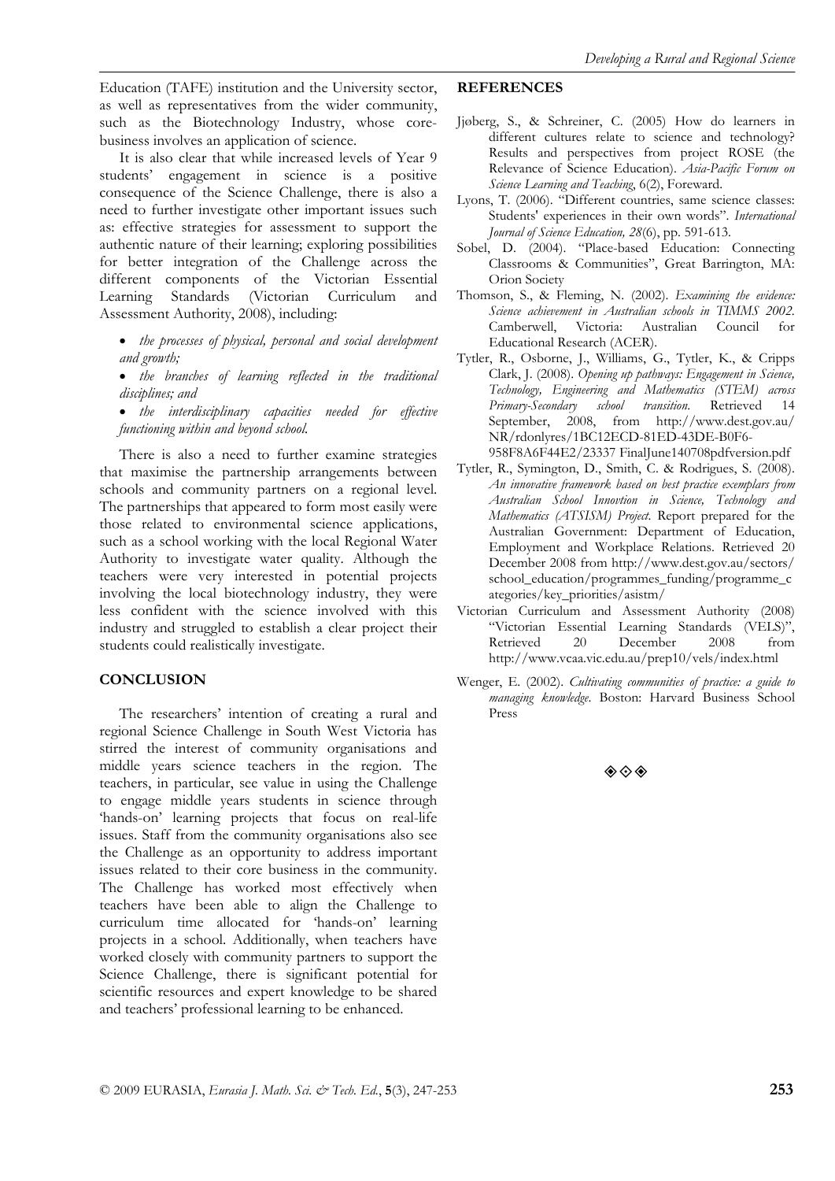Education (TAFE) institution and the University sector, as well as representatives from the wider community, such as the Biotechnology Industry, whose core-business involves an application of science.

It is also clear that while increased levels of Year 9 students' engagement in science is a positive consequence of the Science Challenge, there is also a need to further investigate other important issues such as: effective strategies for assessment to support the authentic nature of their learning; exploring possibilities for better integration of the Challenge across the different components of the Victorian Essential Learning Standards (Victorian Curriculum and Assessment Authority, 2008), including:

- *the processes of physical, personal and social development and growth;*
- *the branches of learning reflected in the traditional disciplines; and*
- *the interdisciplinary capacities needed for effective functioning within and beyond school.*

There is also a need to further examine strategies that maximise the partnership arrangements between schools and community partners on a regional level. The partnerships that appeared to form most easily were those related to environmental science applications, such as a school working with the local Regional Water Authority to investigate water quality. Although the teachers were very interested in potential projects involving the local biotechnology industry, they were less confident with the science involved with this industry and struggled to establish a clear project their students could realistically investigate.

## CONCLUSION

The researchers' intention of creating a rural and regional Science Challenge in South West Victoria has stirred the interest of community organisations and middle years science teachers in the region. The teachers, in particular, see value in using the Challenge to engage middle years students in science through 'hands-on' learning projects that focus on real-life issues. Staff from the community organisations also see the Challenge as an opportunity to address important issues related to their core business in the community. The Challenge has worked most effectively when teachers have been able to align the Challenge to curriculum time allocated for 'hands-on' learning projects in a school. Additionally, when teachers have worked closely with community partners to support the Science Challenge, there is significant potential for scientific resources and expert knowledge to be shared and teachers' professional learning to be enhanced.

## REFERENCES

Jjøberg, S., & Schreiner, C. (2005) How do learners in different cultures relate to science and technology? Results and perspectives from project ROSE (the Relevance of Science Education). *Asia-Pacific Forum on Science Learning and Teaching*, 6(2), Foreward.

Lyons, T. (2006). "Different countries, same science classes: Students' experiences in their own words". *International Journal of Science Education, 28*(6), pp. 591-613.

Sobel, D. (2004). "Place-based Education: Connecting Classrooms & Communities", Great Barrington, MA: Orion Society

Thomson, S., & Fleming, N. (2002). *Examining the evidence: Science achievement in Australian schools in TIMMS 2002.* Camberwell, Victoria: Australian Council for Educational Research (ACER).

Tytler, R., Osborne, J., Williams, G., Tytler, K., & Cripps Clark, J. (2008). *Opening up pathways: Engagement in Science, Technology, Engineering and Mathematics (STEM) across Primary-Secondary school transition.* Retrieved 14 September, 2008, from http://www.dest.gov.au/NR/rdonlyres/1BC12ECD-81ED-43DE-B0F6-958F8A6F44E2/23337 FinalJune140708pdfversion.pdf

Tytler, R., Symington, D., Smith, C. & Rodrigues, S. (2008). *An innovative framework based on best practice exemplars from Australian School Innovtion in Science, Technology and Mathematics (ATSISM) Project.* Report prepared for the Australian Government: Department of Education, Employment and Workplace Relations. Retrieved 20 December 2008 from http://www.dest.gov.au/sectors/school_education/programmes_funding/programme_categories/key_priorities/asistm/

Victorian Curriculum and Assessment Authority (2008) "Victorian Essential Learning Standards (VELS)", Retrieved 20 December 2008 from http://www.vcaa.vic.edu.au/prep10/vels/index.html

Wenger, E. (2002). *Cultivating communities of practice: a guide to managing knowledge.* Boston: Harvard Business School Press

◈◇◈